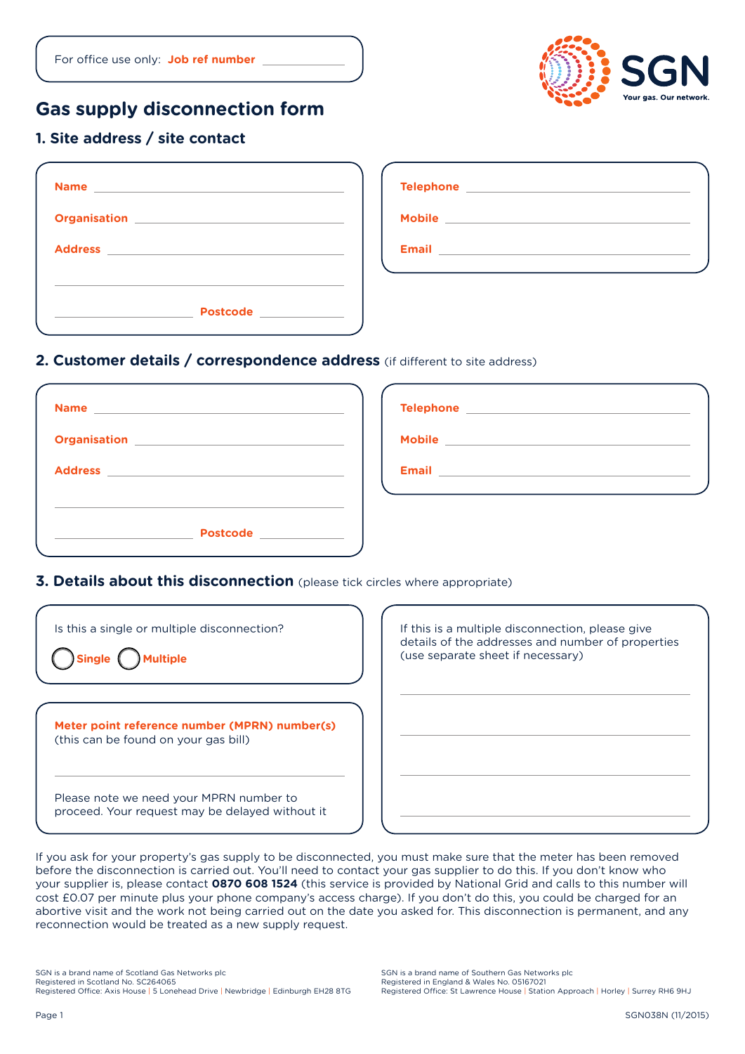For office use only: **Job ref number** ____________

SGN
Your gas. Our network.

# Gas supply disconnection form

## 1. Site address / site contact

**Name** ______________________________

**Organisation** ______________________________

**Address** ______________________________

______________________________

______________ **Postcode** ____________

**Telephone** ______________________________

**Mobile** ______________________________

**Email** ______________________________

## 2. Customer details / correspondence address (if different to site address)

**Name** ______________________________

**Organisation** ______________________________

**Address** ______________________________

______________________________

______________ **Postcode** ____________

**Telephone** ______________________________

**Mobile** ______________________________

**Email** ______________________________

## 3. Details about this disconnection (please tick circles where appropriate)

Is this a single or multiple disconnection?

○ **Single** ○ **Multiple**

**Meter point reference number (MPRN) number(s)**
(this can be found on your gas bill)

______________________________

Please note we need your MPRN number to proceed. Your request may be delayed without it

If this is a multiple disconnection, please give details of the addresses and number of properties (use separate sheet if necessary)

______________________________

______________________________

______________________________

______________________________

If you ask for your property's gas supply to be disconnected, you must make sure that the meter has been removed before the disconnection is carried out. You'll need to contact your gas supplier to do this. If you don't know who your supplier is, please contact **0870 608 1524** (this service is provided by National Grid and calls to this number will cost £0.07 per minute plus your phone company's access charge). If you don't do this, you could be charged for an abortive visit and the work not being carried out on the date you asked for. This disconnection is permanent, and any reconnection would be treated as a new supply request.

SGN is a brand name of Scotland Gas Networks plc
Registered in Scotland No. SC264065
Registered Office: Axis House | 5 Lonehead Drive | Newbridge | Edinburgh EH28 8TG

SGN is a brand name of Southern Gas Networks plc
Registered in England & Wales No. 05167021
Registered Office: St Lawrence House | Station Approach | Horley | Surrey RH6 9HJ

SGN038N (11/2015)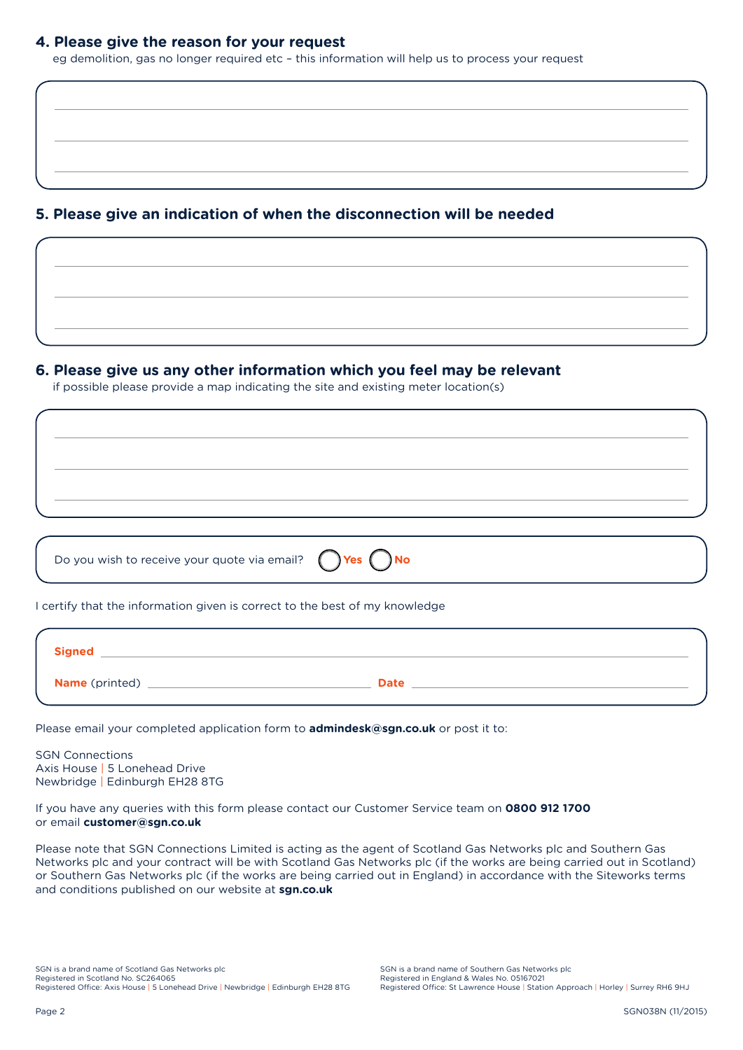## 4. Please give the reason for your request

eg demolition, gas no longer required etc – this information will help us to process your request

## 5. Please give an indication of when the disconnection will be needed

## 6. Please give us any other information which you feel may be relevant

if possible please provide a map indicating the site and existing meter location(s)

Do you wish to receive your quote via email? ◯ **Yes** ◯ **No**

I certify that the information given is correct to the best of my knowledge

**Signed** ______________________________

**Name** (printed) ______________________ **Date** ______________________

Please email your completed application form to **admindesk@sgn.co.uk** or post it to:

SGN Connections
Axis House | 5 Lonehead Drive
Newbridge | Edinburgh EH28 8TG

If you have any queries with this form please contact our Customer Service team on **0800 912 1700** or email **customer@sgn.co.uk**

Please note that SGN Connections Limited is acting as the agent of Scotland Gas Networks plc and Southern Gas Networks plc and your contract will be with Scotland Gas Networks plc (if the works are being carried out in Scotland) or Southern Gas Networks plc (if the works are being carried out in England) in accordance with the Siteworks terms and conditions published on our website at **sgn.co.uk**

SGN is a brand name of Scotland Gas Networks plc
Registered in Scotland No. SC264065
Registered Office: Axis House | 5 Lonehead Drive | Newbridge | Edinburgh EH28 8TG

SGN is a brand name of Southern Gas Networks plc
Registered in England & Wales No. 05167021
Registered Office: St Lawrence House | Station Approach | Horley | Surrey RH6 9HJ

SGN038N (11/2015)